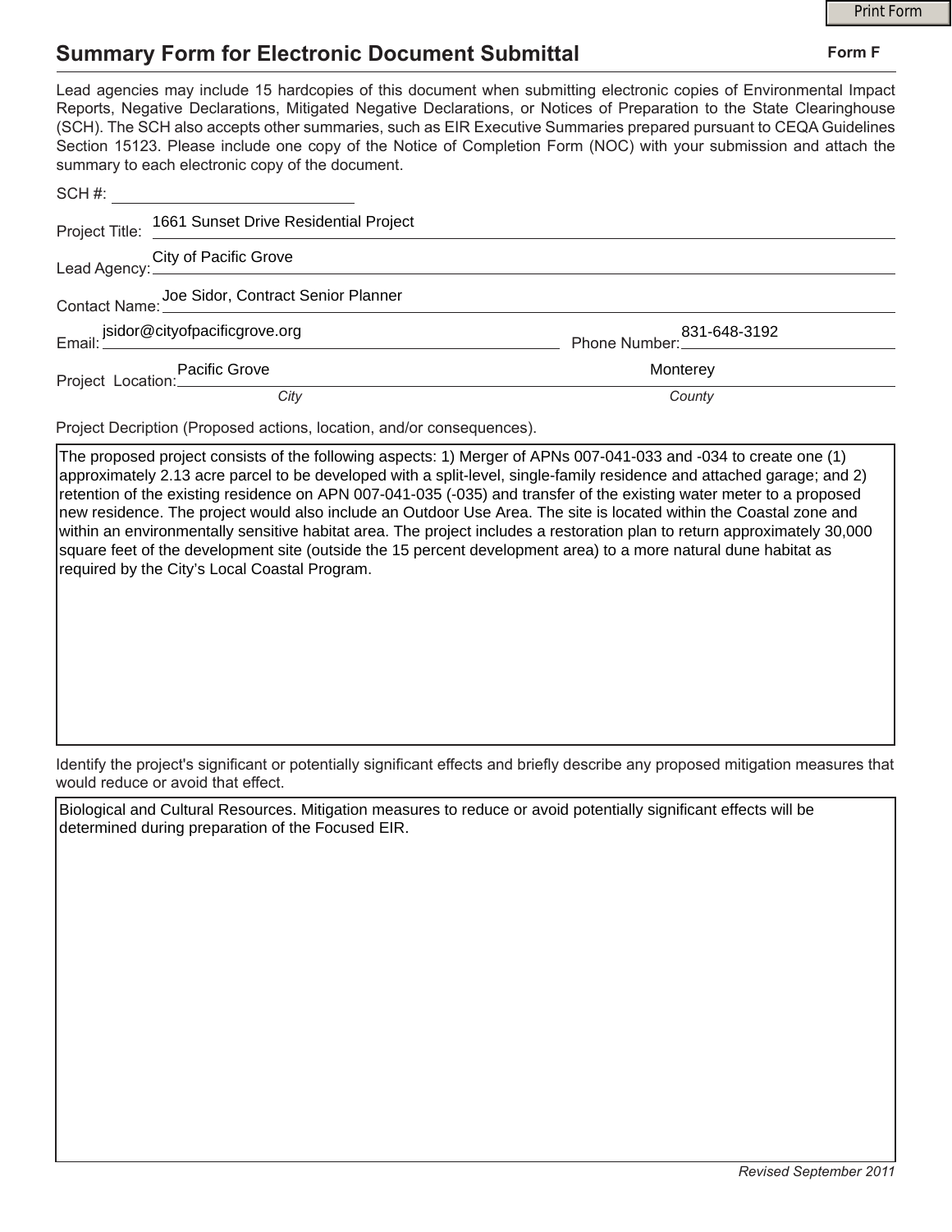# Summary Form for Electronic Document Submittal

**Form F**

Lead agencies may include 15 hardcopies of this document when submitting electronic copies of Environmental Impact Reports, Negative Declarations, Mitigated Negative Declarations, or Notices of Preparation to the State Clearinghouse (SCH). The SCH also accepts other summaries, such as EIR Executive Summaries prepared pursuant to CEQA Guidelines Section 15123. Please include one copy of the Notice of Completion Form (NOC) with your submission and attach the summary to each electronic copy of the document.

SCH #: ____________________

Project Title: 1661 Sunset Drive Residential Project

Lead Agency: City of Pacific Grove

Contact Name: Joe Sidor, Contract Senior Planner

Email: jsidor@cityofpacificgrove.org     Phone Number: 831-648-3192

Project Location: Pacific Grove (*City*)     Monterey (*County*)

Project Decription (Proposed actions, location, and/or consequences).

The proposed project consists of the following aspects: 1) Merger of APNs 007-041-033 and -034 to create one (1) approximately 2.13 acre parcel to be developed with a split-level, single-family residence and attached garage; and 2) retention of the existing residence on APN 007-041-035 (-035) and transfer of the existing water meter to a proposed new residence. The project would also include an Outdoor Use Area. The site is located within the Coastal zone and within an environmentally sensitive habitat area. The project includes a restoration plan to return approximately 30,000 square feet of the development site (outside the 15 percent development area) to a more natural dune habitat as required by the City's Local Coastal Program.

Identify the project's significant or potentially significant effects and briefly describe any proposed mitigation measures that would reduce or avoid that effect.

Biological and Cultural Resources. Mitigation measures to reduce or avoid potentially significant effects will be determined during preparation of the Focused EIR.

*Revised September 2011*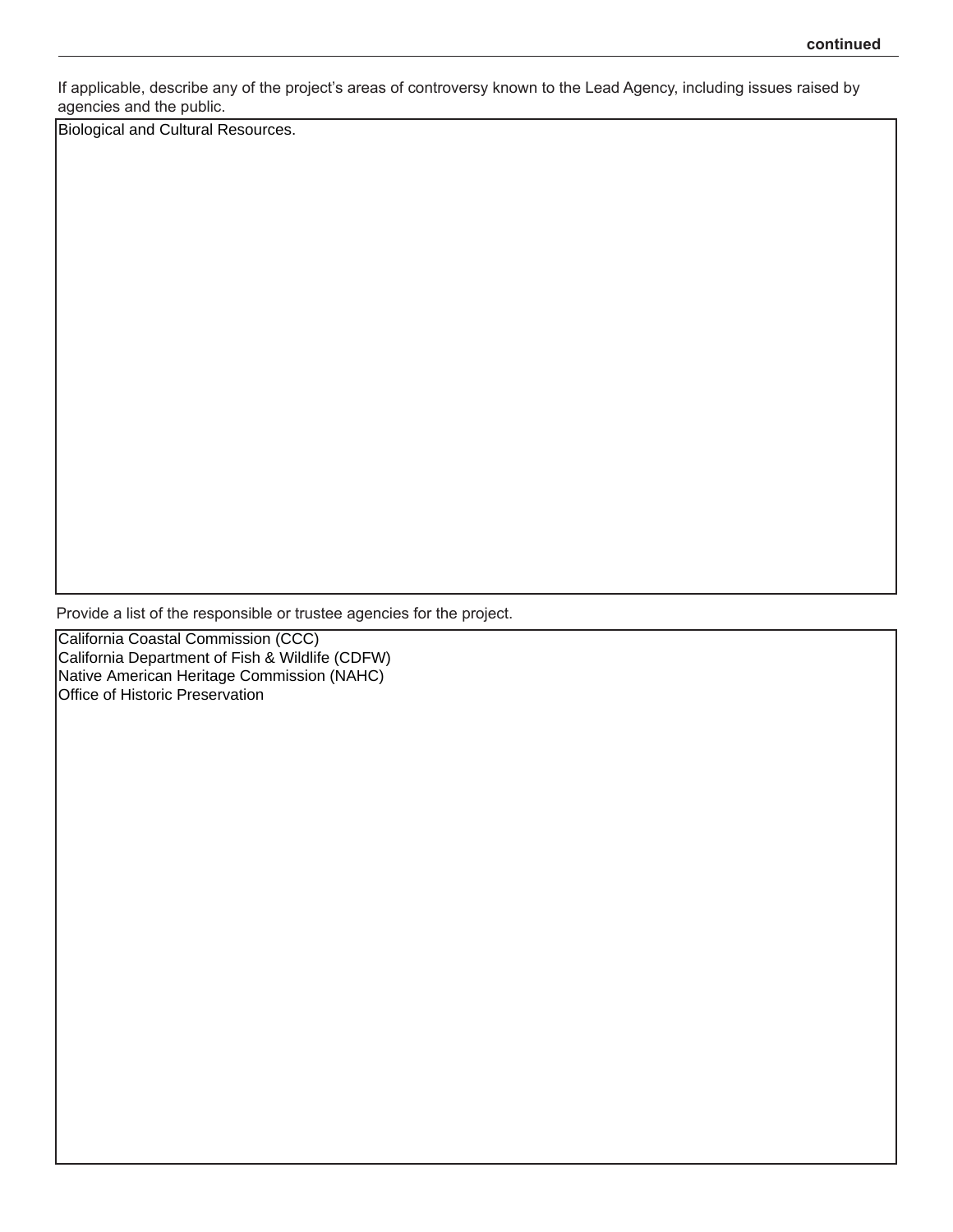If applicable, describe any of the project's areas of controversy known to the Lead Agency, including issues raised by agencies and the public.

Biological and Cultural Resources.

Provide a list of the responsible or trustee agencies for the project.

California Coastal Commission (CCC)
California Department of Fish & Wildlife (CDFW)
Native American Heritage Commission (NAHC)
Office of Historic Preservation